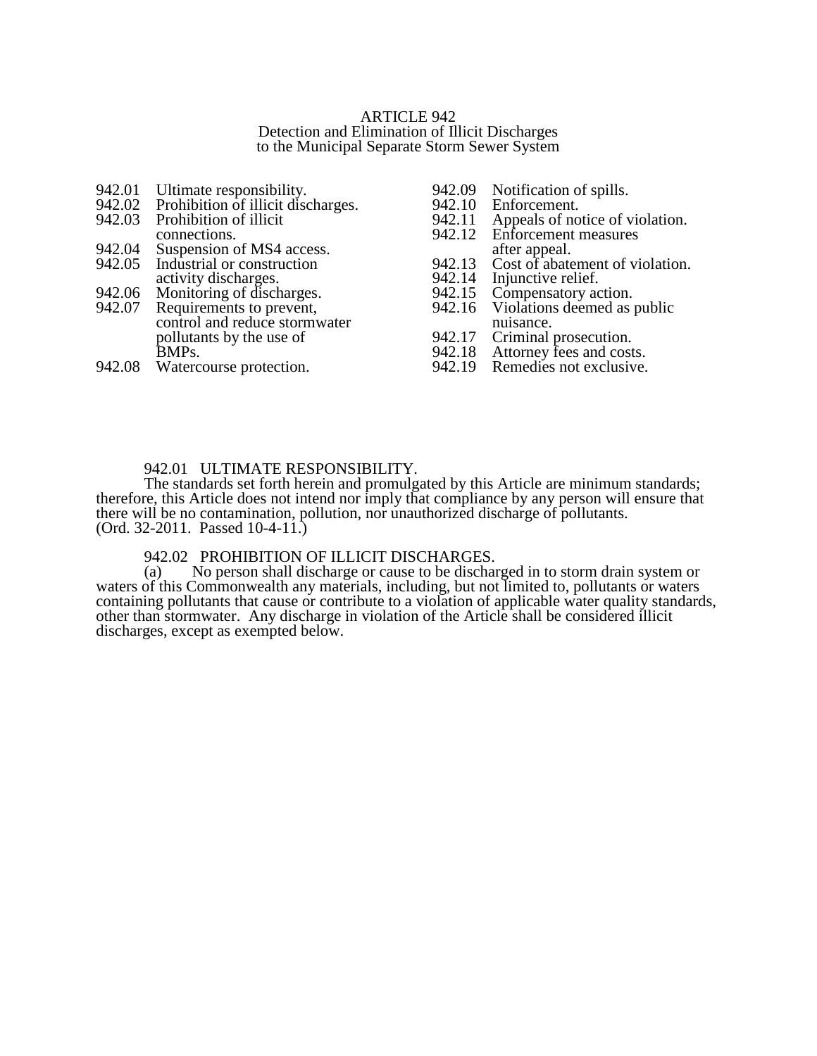# ARTICLE 942
## Detection and Elimination of Illicit Discharges to the Municipal Separate Storm Sewer System

942.01 Ultimate responsibility.
942.02 Prohibition of illicit discharges.
942.03 Prohibition of illicit connections.
942.04 Suspension of MS4 access.
942.05 Industrial or construction activity discharges.
942.06 Monitoring of discharges.
942.07 Requirements to prevent, control and reduce stormwater pollutants by the use of BMPs.
942.08 Watercourse protection.
942.09 Notification of spills.
942.10 Enforcement.
942.11 Appeals of notice of violation.
942.12 Enforcement measures after appeal.
942.13 Cost of abatement of violation.
942.14 Injunctive relief.
942.15 Compensatory action.
942.16 Violations deemed as public nuisance.
942.17 Criminal prosecution.
942.18 Attorney fees and costs.
942.19 Remedies not exclusive.

### 942.01 ULTIMATE RESPONSIBILITY.

The standards set forth herein and promulgated by this Article are minimum standards; therefore, this Article does not intend nor imply that compliance by any person will ensure that there will be no contamination, pollution, nor unauthorized discharge of pollutants.
(Ord. 32-2011. Passed 10-4-11.)

### 942.02 PROHIBITION OF ILLICIT DISCHARGES.

(a) No person shall discharge or cause to be discharged in to storm drain system or waters of this Commonwealth any materials, including, but not limited to, pollutants or waters containing pollutants that cause or contribute to a violation of applicable water quality standards, other than stormwater. Any discharge in violation of the Article shall be considered illicit discharges, except as exempted below.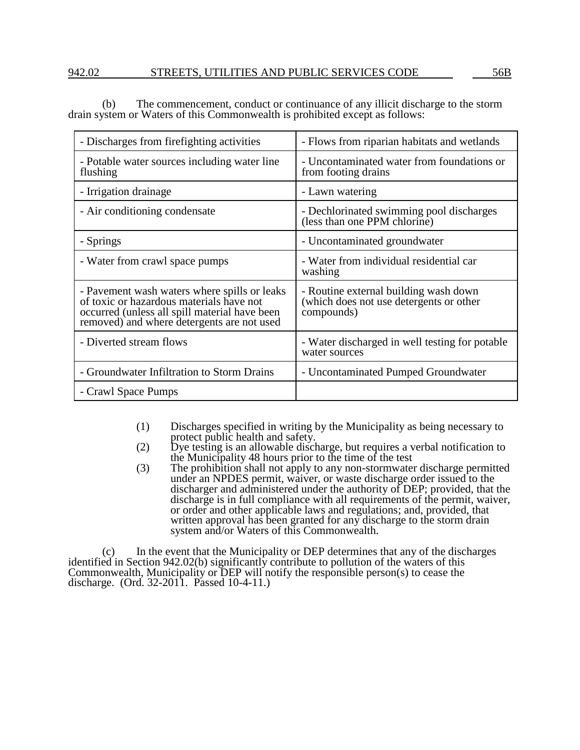(b) The commencement, conduct or continuance of any illicit discharge to the storm drain system or Waters of this Commonwealth is prohibited except as follows:

| | |
|---|---|
| - Discharges from firefighting activities | - Flows from riparian habitats and wetlands |
| - Potable water sources including water line flushing | - Uncontaminated water from foundations or from footing drains |
| - Irrigation drainage | - Lawn watering |
| - Air conditioning condensate | - Dechlorinated swimming pool discharges (less than one PPM chlorine) |
| - Springs | - Uncontaminated groundwater |
| - Water from crawl space pumps | - Water from individual residential car washing |
| - Pavement wash waters where spills or leaks of toxic or hazardous materials have not occurred (unless all spill material have been removed) and where detergents are not used | - Routine external building wash down (which does not use detergents or other compounds) |
| - Diverted stream flows | - Water discharged in well testing for potable water sources |
| - Groundwater Infiltration to Storm Drains | - Uncontaminated Pumped Groundwater |
| - Crawl Space Pumps | |

(1) Discharges specified in writing by the Municipality as being necessary to protect public health and safety.

(2) Dye testing is an allowable discharge, but requires a verbal notification to the Municipality 48 hours prior to the time of the test

(3) The prohibition shall not apply to any non-stormwater discharge permitted under an NPDES permit, waiver, or waste discharge order issued to the discharger and administered under the authority of DEP; provided, that the discharge is in full compliance with all requirements of the permit, waiver, or order and other applicable laws and regulations; and, provided, that written approval has been granted for any discharge to the storm drain system and/or Waters of this Commonwealth.

(c) In the event that the Municipality or DEP determines that any of the discharges identified in Section 942.02(b) significantly contribute to pollution of the waters of this Commonwealth, Municipality or DEP will notify the responsible person(s) to cease the discharge. (Ord. 32-2011. Passed 10-4-11.)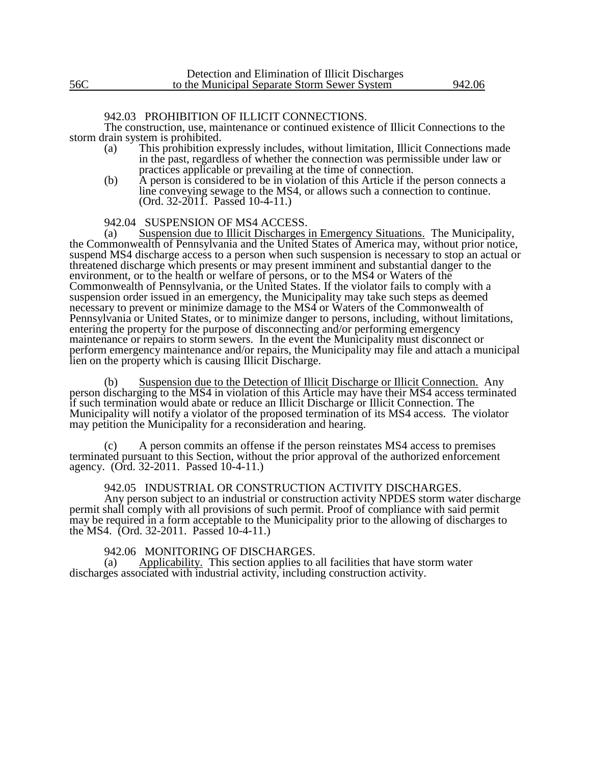## 942.03 PROHIBITION OF ILLICIT CONNECTIONS.

The construction, use, maintenance or continued existence of Illicit Connections to the storm drain system is prohibited.

(a) This prohibition expressly includes, without limitation, Illicit Connections made in the past, regardless of whether the connection was permissible under law or practices applicable or prevailing at the time of connection.

(b) A person is considered to be in violation of this Article if the person connects a line conveying sewage to the MS4, or allows such a connection to continue. (Ord. 32-2011. Passed 10-4-11.)

## 942.04 SUSPENSION OF MS4 ACCESS.

(a) Suspension due to Illicit Discharges in Emergency Situations. The Municipality, the Commonwealth of Pennsylvania and the United States of America may, without prior notice, suspend MS4 discharge access to a person when such suspension is necessary to stop an actual or threatened discharge which presents or may present imminent and substantial danger to the environment, or to the health or welfare of persons, or to the MS4 or Waters of the Commonwealth of Pennsylvania, or the United States. If the violator fails to comply with a suspension order issued in an emergency, the Municipality may take such steps as deemed necessary to prevent or minimize damage to the MS4 or Waters of the Commonwealth of Pennsylvania or United States, or to minimize danger to persons, including, without limitations, entering the property for the purpose of disconnecting and/or performing emergency maintenance or repairs to storm sewers. In the event the Municipality must disconnect or perform emergency maintenance and/or repairs, the Municipality may file and attach a municipal lien on the property which is causing Illicit Discharge.

(b) Suspension due to the Detection of Illicit Discharge or Illicit Connection. Any person discharging to the MS4 in violation of this Article may have their MS4 access terminated if such termination would abate or reduce an Illicit Discharge or Illicit Connection. The Municipality will notify a violator of the proposed termination of its MS4 access. The violator may petition the Municipality for a reconsideration and hearing.

(c) A person commits an offense if the person reinstates MS4 access to premises terminated pursuant to this Section, without the prior approval of the authorized enforcement agency. (Ord. 32-2011. Passed 10-4-11.)

## 942.05 INDUSTRIAL OR CONSTRUCTION ACTIVITY DISCHARGES.

Any person subject to an industrial or construction activity NPDES storm water discharge permit shall comply with all provisions of such permit. Proof of compliance with said permit may be required in a form acceptable to the Municipality prior to the allowing of discharges to the MS4. (Ord. 32-2011. Passed 10-4-11.)

## 942.06 MONITORING OF DISCHARGES.

(a) Applicability. This section applies to all facilities that have storm water discharges associated with industrial activity, including construction activity.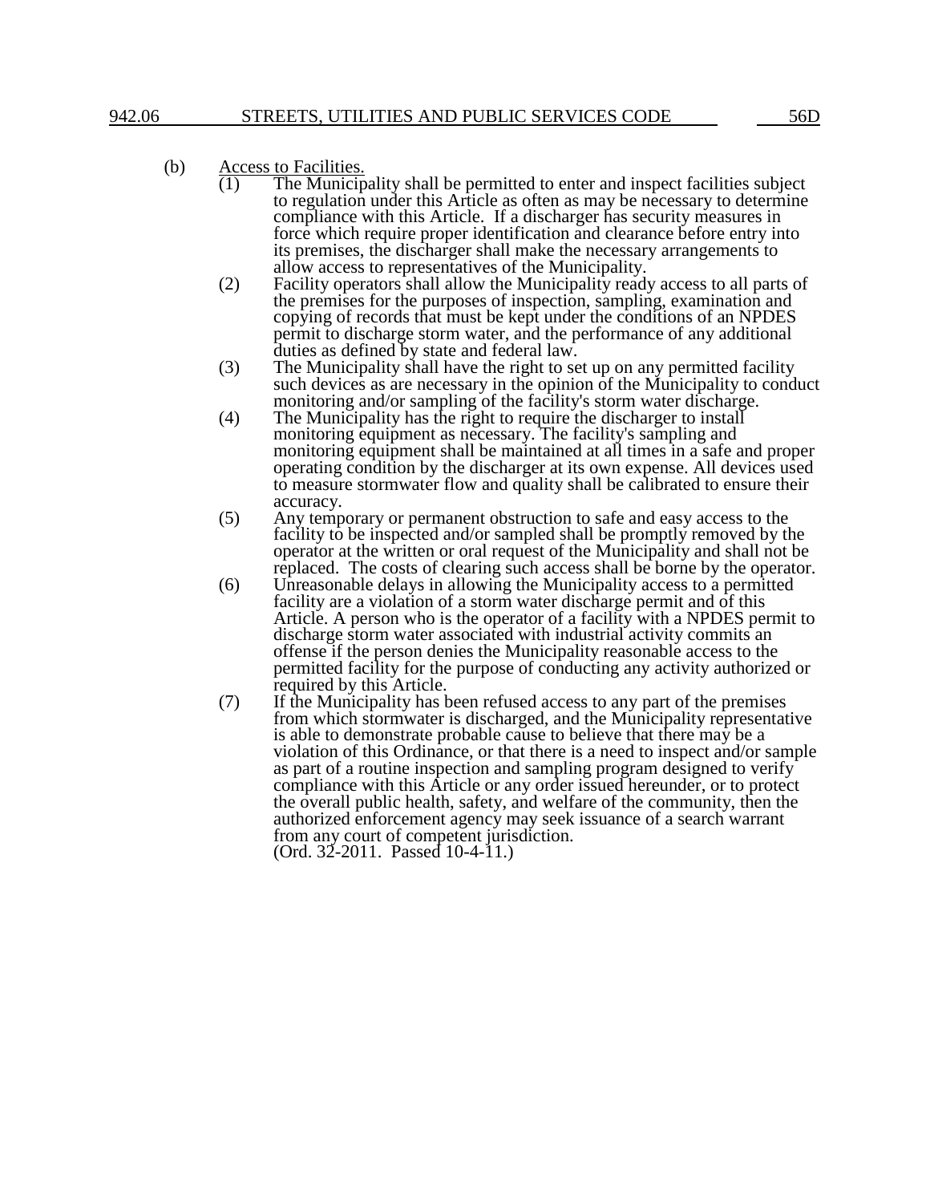(b) Access to Facilities.

(1) The Municipality shall be permitted to enter and inspect facilities subject to regulation under this Article as often as may be necessary to determine compliance with this Article. If a discharger has security measures in force which require proper identification and clearance before entry into its premises, the discharger shall make the necessary arrangements to allow access to representatives of the Municipality.

(2) Facility operators shall allow the Municipality ready access to all parts of the premises for the purposes of inspection, sampling, examination and copying of records that must be kept under the conditions of an NPDES permit to discharge storm water, and the performance of any additional duties as defined by state and federal law.

(3) The Municipality shall have the right to set up on any permitted facility such devices as are necessary in the opinion of the Municipality to conduct monitoring and/or sampling of the facility's storm water discharge.

(4) The Municipality has the right to require the discharger to install monitoring equipment as necessary. The facility's sampling and monitoring equipment shall be maintained at all times in a safe and proper operating condition by the discharger at its own expense. All devices used to measure stormwater flow and quality shall be calibrated to ensure their accuracy.

(5) Any temporary or permanent obstruction to safe and easy access to the facility to be inspected and/or sampled shall be promptly removed by the operator at the written or oral request of the Municipality and shall not be replaced. The costs of clearing such access shall be borne by the operator.

(6) Unreasonable delays in allowing the Municipality access to a permitted facility are a violation of a storm water discharge permit and of this Article. A person who is the operator of a facility with a NPDES permit to discharge storm water associated with industrial activity commits an offense if the person denies the Municipality reasonable access to the permitted facility for the purpose of conducting any activity authorized or required by this Article.

(7) If the Municipality has been refused access to any part of the premises from which stormwater is discharged, and the Municipality representative is able to demonstrate probable cause to believe that there may be a violation of this Ordinance, or that there is a need to inspect and/or sample as part of a routine inspection and sampling program designed to verify compliance with this Article or any order issued hereunder, or to protect the overall public health, safety, and welfare of the community, then the authorized enforcement agency may seek issuance of a search warrant from any court of competent jurisdiction.

(Ord. 32-2011. Passed 10-4-11.)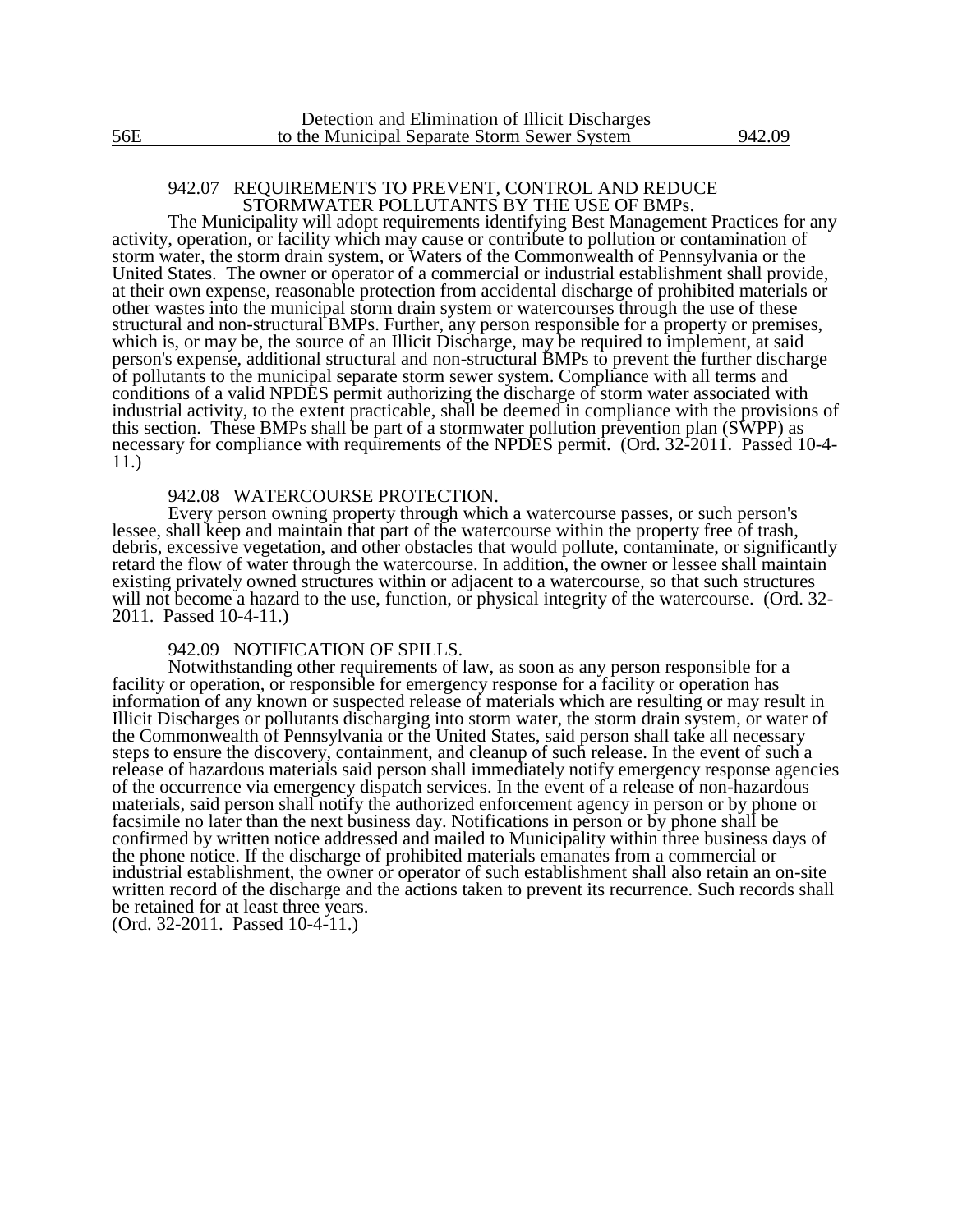### 942.07 REQUIREMENTS TO PREVENT, CONTROL AND REDUCE STORMWATER POLLUTANTS BY THE USE OF BMPs.

The Municipality will adopt requirements identifying Best Management Practices for any activity, operation, or facility which may cause or contribute to pollution or contamination of storm water, the storm drain system, or Waters of the Commonwealth of Pennsylvania or the United States. The owner or operator of a commercial or industrial establishment shall provide, at their own expense, reasonable protection from accidental discharge of prohibited materials or other wastes into the municipal storm drain system or watercourses through the use of these structural and non-structural BMPs. Further, any person responsible for a property or premises, which is, or may be, the source of an Illicit Discharge, may be required to implement, at said person's expense, additional structural and non-structural BMPs to prevent the further discharge of pollutants to the municipal separate storm sewer system. Compliance with all terms and conditions of a valid NPDES permit authorizing the discharge of storm water associated with industrial activity, to the extent practicable, shall be deemed in compliance with the provisions of this section. These BMPs shall be part of a stormwater pollution prevention plan (SWPP) as necessary for compliance with requirements of the NPDES permit. (Ord. 32-2011. Passed 10-4-11.)

### 942.08 WATERCOURSE PROTECTION.

Every person owning property through which a watercourse passes, or such person's lessee, shall keep and maintain that part of the watercourse within the property free of trash, debris, excessive vegetation, and other obstacles that would pollute, contaminate, or significantly retard the flow of water through the watercourse. In addition, the owner or lessee shall maintain existing privately owned structures within or adjacent to a watercourse, so that such structures will not become a hazard to the use, function, or physical integrity of the watercourse. (Ord. 32-2011. Passed 10-4-11.)

### 942.09 NOTIFICATION OF SPILLS.

Notwithstanding other requirements of law, as soon as any person responsible for a facility or operation, or responsible for emergency response for a facility or operation has information of any known or suspected release of materials which are resulting or may result in Illicit Discharges or pollutants discharging into storm water, the storm drain system, or water of the Commonwealth of Pennsylvania or the United States, said person shall take all necessary steps to ensure the discovery, containment, and cleanup of such release. In the event of such a release of hazardous materials said person shall immediately notify emergency response agencies of the occurrence via emergency dispatch services. In the event of a release of non-hazardous materials, said person shall notify the authorized enforcement agency in person or by phone or facsimile no later than the next business day. Notifications in person or by phone shall be confirmed by written notice addressed and mailed to Municipality within three business days of the phone notice. If the discharge of prohibited materials emanates from a commercial or industrial establishment, the owner or operator of such establishment shall also retain an on-site written record of the discharge and the actions taken to prevent its recurrence. Such records shall be retained for at least three years.
(Ord. 32-2011. Passed 10-4-11.)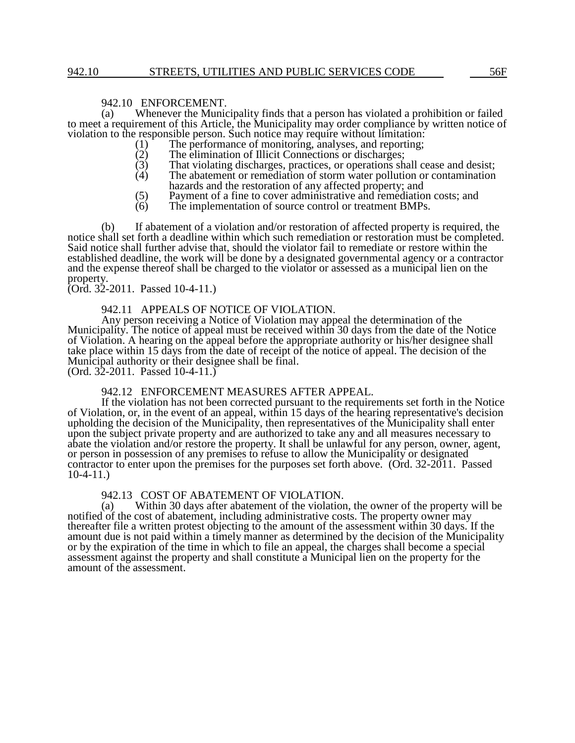### 942.10 ENFORCEMENT.

(a) Whenever the Municipality finds that a person has violated a prohibition or failed to meet a requirement of this Article, the Municipality may order compliance by written notice of violation to the responsible person. Such notice may require without limitation:

(1) The performance of monitoring, analyses, and reporting;
(2) The elimination of Illicit Connections or discharges;
(3) That violating discharges, practices, or operations shall cease and desist;
(4) The abatement or remediation of storm water pollution or contamination hazards and the restoration of any affected property; and
(5) Payment of a fine to cover administrative and remediation costs; and
(6) The implementation of source control or treatment BMPs.

(b) If abatement of a violation and/or restoration of affected property is required, the notice shall set forth a deadline within which such remediation or restoration must be completed. Said notice shall further advise that, should the violator fail to remediate or restore within the established deadline, the work will be done by a designated governmental agency or a contractor and the expense thereof shall be charged to the violator or assessed as a municipal lien on the property.
(Ord. 32-2011. Passed 10-4-11.)

### 942.11 APPEALS OF NOTICE OF VIOLATION.

Any person receiving a Notice of Violation may appeal the determination of the Municipality. The notice of appeal must be received within 30 days from the date of the Notice of Violation. A hearing on the appeal before the appropriate authority or his/her designee shall take place within 15 days from the date of receipt of the notice of appeal. The decision of the Municipal authority or their designee shall be final.
(Ord. 32-2011. Passed 10-4-11.)

### 942.12 ENFORCEMENT MEASURES AFTER APPEAL.

If the violation has not been corrected pursuant to the requirements set forth in the Notice of Violation, or, in the event of an appeal, within 15 days of the hearing representative's decision upholding the decision of the Municipality, then representatives of the Municipality shall enter upon the subject private property and are authorized to take any and all measures necessary to abate the violation and/or restore the property. It shall be unlawful for any person, owner, agent, or person in possession of any premises to refuse to allow the Municipality or designated contractor to enter upon the premises for the purposes set forth above. (Ord. 32-2011. Passed 10-4-11.)

### 942.13 COST OF ABATEMENT OF VIOLATION.

(a) Within 30 days after abatement of the violation, the owner of the property will be notified of the cost of abatement, including administrative costs. The property owner may thereafter file a written protest objecting to the amount of the assessment within 30 days. If the amount due is not paid within a timely manner as determined by the decision of the Municipality or by the expiration of the time in which to file an appeal, the charges shall become a special assessment against the property and shall constitute a Municipal lien on the property for the amount of the assessment.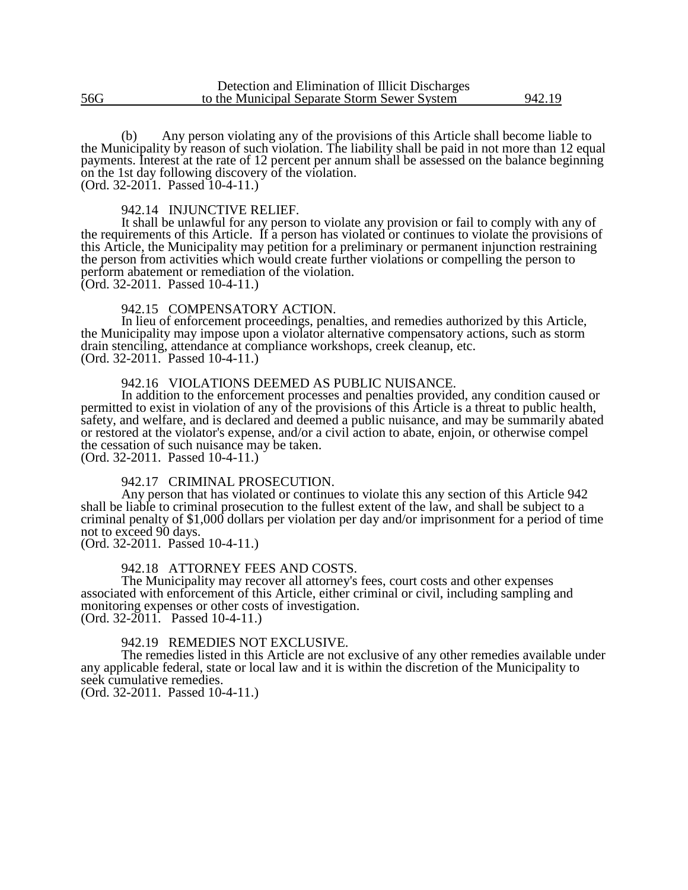(b) Any person violating any of the provisions of this Article shall become liable to the Municipality by reason of such violation. The liability shall be paid in not more than 12 equal payments. Interest at the rate of 12 percent per annum shall be assessed on the balance beginning on the 1st day following discovery of the violation.
(Ord. 32-2011. Passed 10-4-11.)

### 942.14 INJUNCTIVE RELIEF.

It shall be unlawful for any person to violate any provision or fail to comply with any of the requirements of this Article. If a person has violated or continues to violate the provisions of this Article, the Municipality may petition for a preliminary or permanent injunction restraining the person from activities which would create further violations or compelling the person to perform abatement or remediation of the violation.
(Ord. 32-2011. Passed 10-4-11.)

### 942.15 COMPENSATORY ACTION.

In lieu of enforcement proceedings, penalties, and remedies authorized by this Article, the Municipality may impose upon a violator alternative compensatory actions, such as storm drain stenciling, attendance at compliance workshops, creek cleanup, etc.
(Ord. 32-2011. Passed 10-4-11.)

### 942.16 VIOLATIONS DEEMED AS PUBLIC NUISANCE.

In addition to the enforcement processes and penalties provided, any condition caused or permitted to exist in violation of any of the provisions of this Article is a threat to public health, safety, and welfare, and is declared and deemed a public nuisance, and may be summarily abated or restored at the violator's expense, and/or a civil action to abate, enjoin, or otherwise compel the cessation of such nuisance may be taken.
(Ord. 32-2011. Passed 10-4-11.)

### 942.17 CRIMINAL PROSECUTION.

Any person that has violated or continues to violate this any section of this Article 942 shall be liable to criminal prosecution to the fullest extent of the law, and shall be subject to a criminal penalty of $1,000 dollars per violation per day and/or imprisonment for a period of time not to exceed 90 days.
(Ord. 32-2011. Passed 10-4-11.)

### 942.18 ATTORNEY FEES AND COSTS.

The Municipality may recover all attorney's fees, court costs and other expenses associated with enforcement of this Article, either criminal or civil, including sampling and monitoring expenses or other costs of investigation.
(Ord. 32-2011. Passed 10-4-11.)

### 942.19 REMEDIES NOT EXCLUSIVE.

The remedies listed in this Article are not exclusive of any other remedies available under any applicable federal, state or local law and it is within the discretion of the Municipality to seek cumulative remedies.
(Ord. 32-2011. Passed 10-4-11.)